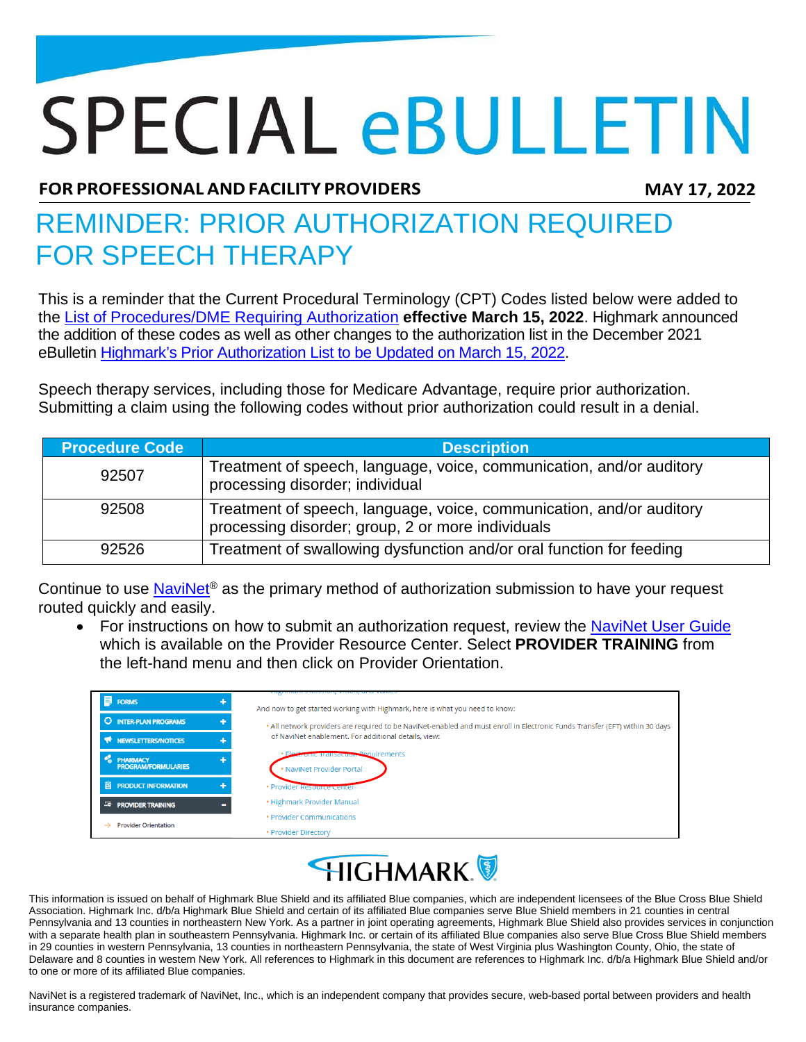# SPECIAL eBULLETIN

**FOR PROFESSIONAL AND FACILITY PROVIDERS** **MAY 17, 2022**

## REMINDER: PRIOR AUTHORIZATION REQUIRED FOR SPEECH THERAPY

This is a reminder that the Current Procedural Terminology (CPT) Codes listed below were added to the List of Procedures/DME Requiring Authorization **effective March 15, 2022**. Highmark announced the addition of these codes as well as other changes to the authorization list in the December 2021 eBulletin Highmark's Prior Authorization List to be Updated on March 15, 2022.

Speech therapy services, including those for Medicare Advantage, require prior authorization. Submitting a claim using the following codes without prior authorization could result in a denial.

| Procedure Code | Description |
|---|---|
| 92507 | Treatment of speech, language, voice, communication, and/or auditory processing disorder; individual |
| 92508 | Treatment of speech, language, voice, communication, and/or auditory processing disorder; group, 2 or more individuals |
| 92526 | Treatment of swallowing dysfunction and/or oral function for feeding |

Continue to use NaviNet® as the primary method of authorization submission to have your request routed quickly and easily.

- For instructions on how to submit an authorization request, review the NaviNet User Guide which is available on the Provider Resource Center. Select **PROVIDER TRAINING** from the left-hand menu and then click on Provider Orientation.

FORMS
INTER-PLAN PROGRAMS
NEWSLETTERS/NOTICES
PHARMACY PROGRAM/FORMULARIES
PRODUCT INFORMATION
PROVIDER TRAINING
Provider Orientation

And now to get started working with Highmark, here is what you need to know:

- All network providers are required to be NaviNet-enabled and must enroll in Electronic Funds Transfer (EFT) within 30 days of NaviNet enablement. For additional details, view:
  - Electronic Transaction Requirements
  - NaviNet Provider Portal
- Provider Resource Center
- Highmark Provider Manual
- Provider Communications
- Provider Directory

HIGHMARK

This information is issued on behalf of Highmark Blue Shield and its affiliated Blue companies, which are independent licensees of the Blue Cross Blue Shield Association. Highmark Inc. d/b/a Highmark Blue Shield and certain of its affiliated Blue companies serve Blue Shield members in 21 counties in central Pennsylvania and 13 counties in northeastern New York. As a partner in joint operating agreements, Highmark Blue Shield also provides services in conjunction with a separate health plan in southeastern Pennsylvania. Highmark Inc. or certain of its affiliated Blue companies also serve Blue Cross Blue Shield members in 29 counties in western Pennsylvania, 13 counties in northeastern Pennsylvania, the state of West Virginia plus Washington County, Ohio, the state of Delaware and 8 counties in western New York. All references to Highmark in this document are references to Highmark Inc. d/b/a Highmark Blue Shield and/or to one or more of its affiliated Blue companies.

NaviNet is a registered trademark of NaviNet, Inc., which is an independent company that provides secure, web-based portal between providers and health insurance companies.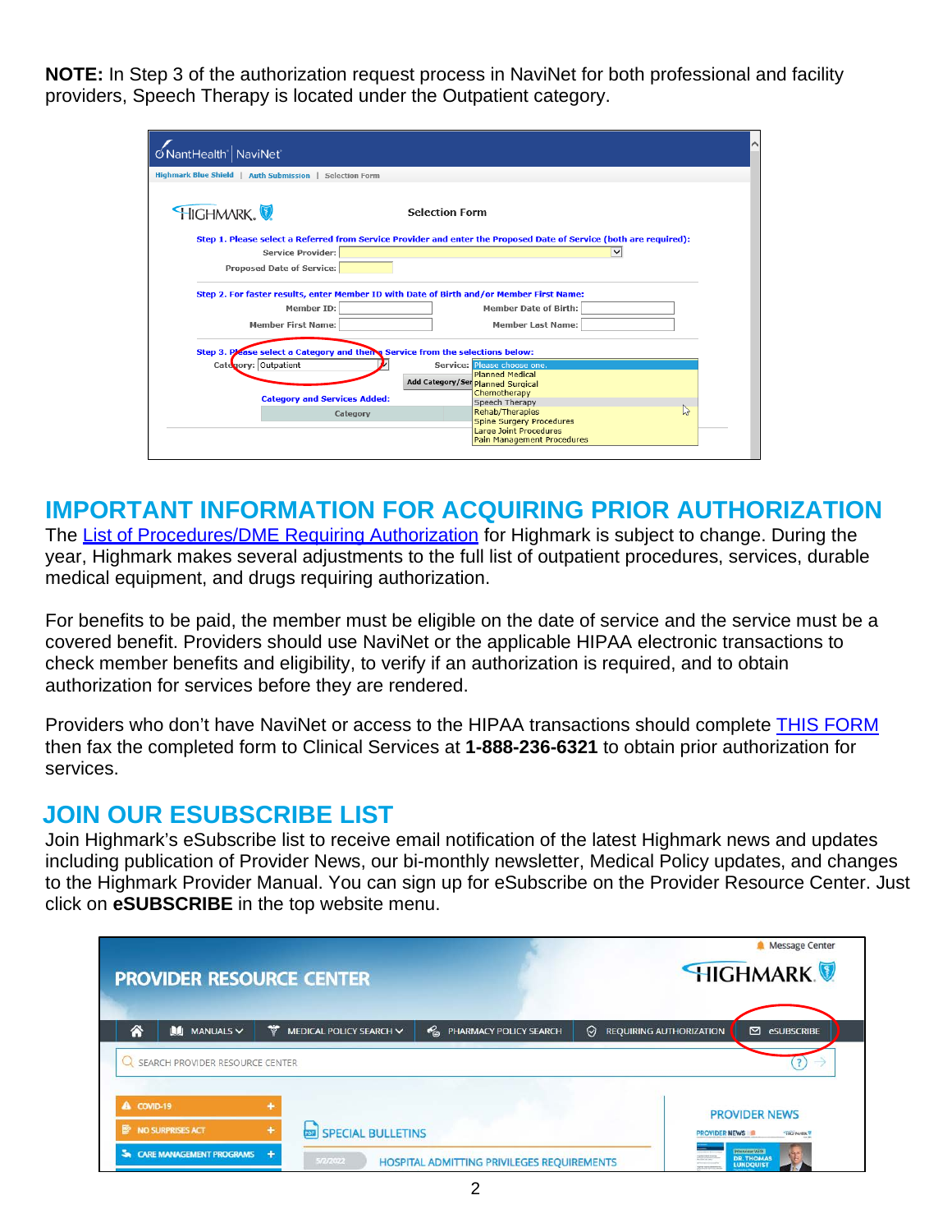**NOTE:** In Step 3 of the authorization request process in NaviNet for both professional and facility providers, Speech Therapy is located under the Outpatient category.

## IMPORTANT INFORMATION FOR ACQUIRING PRIOR AUTHORIZATION

The List of Procedures/DME Requiring Authorization for Highmark is subject to change. During the year, Highmark makes several adjustments to the full list of outpatient procedures, services, durable medical equipment, and drugs requiring authorization.

For benefits to be paid, the member must be eligible on the date of service and the service must be a covered benefit. Providers should use NaviNet or the applicable HIPAA electronic transactions to check member benefits and eligibility, to verify if an authorization is required, and to obtain authorization for services before they are rendered.

Providers who don't have NaviNet or access to the HIPAA transactions should complete THIS FORM then fax the completed form to Clinical Services at **1-888-236-6321** to obtain prior authorization for services.

## JOIN OUR ESUBSCRIBE LIST

Join Highmark's eSubscribe list to receive email notification of the latest Highmark news and updates including publication of Provider News, our bi-monthly newsletter, Medical Policy updates, and changes to the Highmark Provider Manual. You can sign up for eSubscribe on the Provider Resource Center. Just click on **eSUBSCRIBE** in the top website menu.